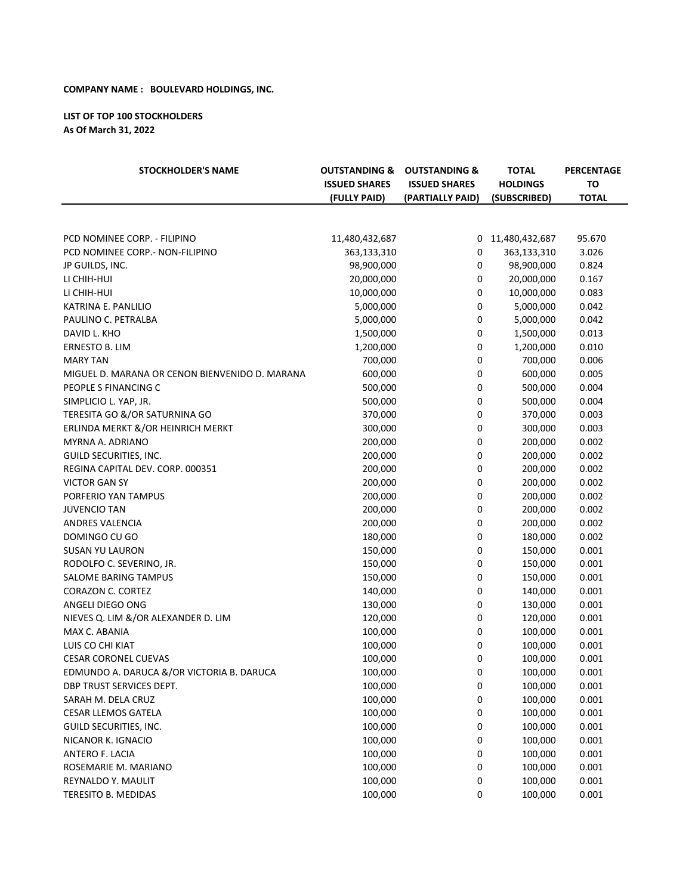**COMPANY NAME : BOULEVARD HOLDINGS, INC.**

**LIST OF TOP 100 STOCKHOLDERS**
**As Of March 31, 2022**

| STOCKHOLDER'S NAME | OUTSTANDING & ISSUED SHARES (FULLY PAID) | OUTSTANDING & ISSUED SHARES (PARTIALLY PAID) | TOTAL HOLDINGS (SUBSCRIBED) | PERCENTAGE TO TOTAL |
|---|---|---|---|---|
| PCD NOMINEE CORP. - FILIPINO | 11,480,432,687 | 0 | 11,480,432,687 | 95.670 |
| PCD NOMINEE CORP.- NON-FILIPINO | 363,133,310 | 0 | 363,133,310 | 3.026 |
| JP GUILDS, INC. | 98,900,000 | 0 | 98,900,000 | 0.824 |
| LI CHIH-HUI | 20,000,000 | 0 | 20,000,000 | 0.167 |
| LI CHIH-HUI | 10,000,000 | 0 | 10,000,000 | 0.083 |
| KATRINA E. PANLILIO | 5,000,000 | 0 | 5,000,000 | 0.042 |
| PAULINO C. PETRALBA | 5,000,000 | 0 | 5,000,000 | 0.042 |
| DAVID L. KHO | 1,500,000 | 0 | 1,500,000 | 0.013 |
| ERNESTO B. LIM | 1,200,000 | 0 | 1,200,000 | 0.010 |
| MARY TAN | 700,000 | 0 | 700,000 | 0.006 |
| MIGUEL D. MARANA OR CENON BIENVENIDO D. MARANA | 600,000 | 0 | 600,000 | 0.005 |
| PEOPLE S FINANCING C | 500,000 | 0 | 500,000 | 0.004 |
| SIMPLICIO L. YAP, JR. | 500,000 | 0 | 500,000 | 0.004 |
| TERESITA GO &/OR SATURNINA GO | 370,000 | 0 | 370,000 | 0.003 |
| ERLINDA MERKT &/OR HEINRICH MERKT | 300,000 | 0 | 300,000 | 0.003 |
| MYRNA A. ADRIANO | 200,000 | 0 | 200,000 | 0.002 |
| GUILD SECURITIES, INC. | 200,000 | 0 | 200,000 | 0.002 |
| REGINA CAPITAL DEV. CORP. 000351 | 200,000 | 0 | 200,000 | 0.002 |
| VICTOR GAN SY | 200,000 | 0 | 200,000 | 0.002 |
| PORFERIO YAN TAMPUS | 200,000 | 0 | 200,000 | 0.002 |
| JUVENCIO TAN | 200,000 | 0 | 200,000 | 0.002 |
| ANDRES VALENCIA | 200,000 | 0 | 200,000 | 0.002 |
| DOMINGO CU GO | 180,000 | 0 | 180,000 | 0.002 |
| SUSAN YU LAURON | 150,000 | 0 | 150,000 | 0.001 |
| RODOLFO C. SEVERINO, JR. | 150,000 | 0 | 150,000 | 0.001 |
| SALOME BARING TAMPUS | 150,000 | 0 | 150,000 | 0.001 |
| CORAZON C. CORTEZ | 140,000 | 0 | 140,000 | 0.001 |
| ANGELI DIEGO ONG | 130,000 | 0 | 130,000 | 0.001 |
| NIEVES Q. LIM &/OR ALEXANDER D. LIM | 120,000 | 0 | 120,000 | 0.001 |
| MAX C. ABANIA | 100,000 | 0 | 100,000 | 0.001 |
| LUIS CO CHI KIAT | 100,000 | 0 | 100,000 | 0.001 |
| CESAR CORONEL CUEVAS | 100,000 | 0 | 100,000 | 0.001 |
| EDMUNDO A. DARUCA &/OR VICTORIA B. DARUCA | 100,000 | 0 | 100,000 | 0.001 |
| DBP TRUST SERVICES DEPT. | 100,000 | 0 | 100,000 | 0.001 |
| SARAH M. DELA CRUZ | 100,000 | 0 | 100,000 | 0.001 |
| CESAR LLEMOS GATELA | 100,000 | 0 | 100,000 | 0.001 |
| GUILD SECURITIES, INC. | 100,000 | 0 | 100,000 | 0.001 |
| NICANOR K. IGNACIO | 100,000 | 0 | 100,000 | 0.001 |
| ANTERO F. LACIA | 100,000 | 0 | 100,000 | 0.001 |
| ROSEMARIE M. MARIANO | 100,000 | 0 | 100,000 | 0.001 |
| REYNALDO Y. MAULIT | 100,000 | 0 | 100,000 | 0.001 |
| TERESITO B. MEDIDAS | 100,000 | 0 | 100,000 | 0.001 |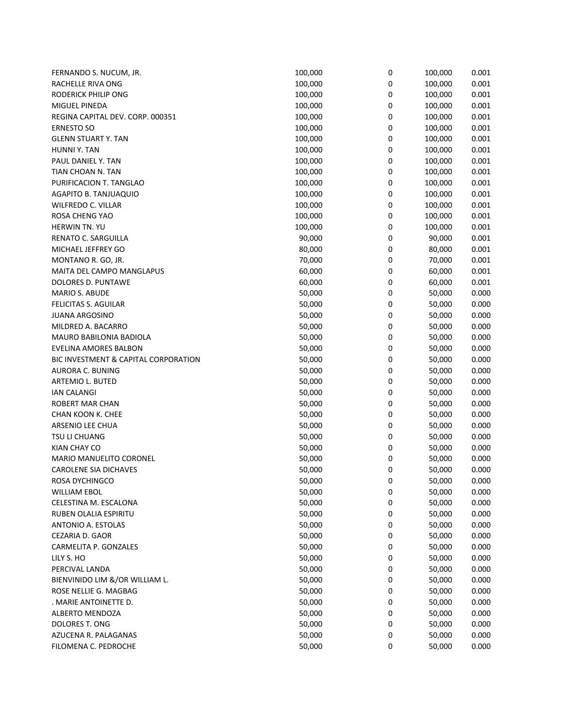| | | | | |
|---|---|---|---|---|
| FERNANDO S. NUCUM, JR. | 100,000 | 0 | 100,000 | 0.001 |
| RACHELLE RIVA ONG | 100,000 | 0 | 100,000 | 0.001 |
| RODERICK PHILIP ONG | 100,000 | 0 | 100,000 | 0.001 |
| MIGUEL PINEDA | 100,000 | 0 | 100,000 | 0.001 |
| REGINA CAPITAL DEV. CORP. 000351 | 100,000 | 0 | 100,000 | 0.001 |
| ERNESTO SO | 100,000 | 0 | 100,000 | 0.001 |
| GLENN STUART Y. TAN | 100,000 | 0 | 100,000 | 0.001 |
| HUNNI Y. TAN | 100,000 | 0 | 100,000 | 0.001 |
| PAUL DANIEL Y. TAN | 100,000 | 0 | 100,000 | 0.001 |
| TIAN CHOAN N. TAN | 100,000 | 0 | 100,000 | 0.001 |
| PURIFICACION T. TANGLAO | 100,000 | 0 | 100,000 | 0.001 |
| AGAPITO B. TANJUAQUIO | 100,000 | 0 | 100,000 | 0.001 |
| WILFREDO C. VILLAR | 100,000 | 0 | 100,000 | 0.001 |
| ROSA CHENG YAO | 100,000 | 0 | 100,000 | 0.001 |
| HERWIN TN. YU | 100,000 | 0 | 100,000 | 0.001 |
| RENATO C. SARGUILLA | 90,000 | 0 | 90,000 | 0.001 |
| MICHAEL JEFFREY GO | 80,000 | 0 | 80,000 | 0.001 |
| MONTANO R. GO, JR. | 70,000 | 0 | 70,000 | 0.001 |
| MAITA DEL CAMPO MANGLAPUS | 60,000 | 0 | 60,000 | 0.001 |
| DOLORES D. PUNTAWE | 60,000 | 0 | 60,000 | 0.001 |
| MARIO S. ABUDE | 50,000 | 0 | 50,000 | 0.000 |
| FELICITAS S. AGUILAR | 50,000 | 0 | 50,000 | 0.000 |
| JUANA ARGOSINO | 50,000 | 0 | 50,000 | 0.000 |
| MILDRED A. BACARRO | 50,000 | 0 | 50,000 | 0.000 |
| MAURO BABILONIA BADIOLA | 50,000 | 0 | 50,000 | 0.000 |
| EVELINA AMORES BALBON | 50,000 | 0 | 50,000 | 0.000 |
| BIC INVESTMENT & CAPITAL CORPORATION | 50,000 | 0 | 50,000 | 0.000 |
| AURORA C. BUNING | 50,000 | 0 | 50,000 | 0.000 |
| ARTEMIO L. BUTED | 50,000 | 0 | 50,000 | 0.000 |
| IAN CALANGI | 50,000 | 0 | 50,000 | 0.000 |
| ROBERT MAR CHAN | 50,000 | 0 | 50,000 | 0.000 |
| CHAN KOON K. CHEE | 50,000 | 0 | 50,000 | 0.000 |
| ARSENIO LEE CHUA | 50,000 | 0 | 50,000 | 0.000 |
| TSU LI CHUANG | 50,000 | 0 | 50,000 | 0.000 |
| KIAN CHAY CO | 50,000 | 0 | 50,000 | 0.000 |
| MARIO MANUELITO CORONEL | 50,000 | 0 | 50,000 | 0.000 |
| CAROLENE SIA DICHAVES | 50,000 | 0 | 50,000 | 0.000 |
| ROSA DYCHINGCO | 50,000 | 0 | 50,000 | 0.000 |
| WILLIAM EBOL | 50,000 | 0 | 50,000 | 0.000 |
| CELESTINA M. ESCALONA | 50,000 | 0 | 50,000 | 0.000 |
| RUBEN OLALIA ESPIRITU | 50,000 | 0 | 50,000 | 0.000 |
| ANTONIO A. ESTOLAS | 50,000 | 0 | 50,000 | 0.000 |
| CEZARIA D. GAOR | 50,000 | 0 | 50,000 | 0.000 |
| CARMELITA P. GONZALES | 50,000 | 0 | 50,000 | 0.000 |
| LILY S. HO | 50,000 | 0 | 50,000 | 0.000 |
| PERCIVAL LANDA | 50,000 | 0 | 50,000 | 0.000 |
| BIENVINIDO LIM &/OR WILLIAM L. | 50,000 | 0 | 50,000 | 0.000 |
| ROSE NELLIE G. MAGBAG | 50,000 | 0 | 50,000 | 0.000 |
| . MARIE ANTOINETTE D. | 50,000 | 0 | 50,000 | 0.000 |
| ALBERTO MENDOZA | 50,000 | 0 | 50,000 | 0.000 |
| DOLORES T. ONG | 50,000 | 0 | 50,000 | 0.000 |
| AZUCENA R. PALAGANAS | 50,000 | 0 | 50,000 | 0.000 |
| FILOMENA C. PEDROCHE | 50,000 | 0 | 50,000 | 0.000 |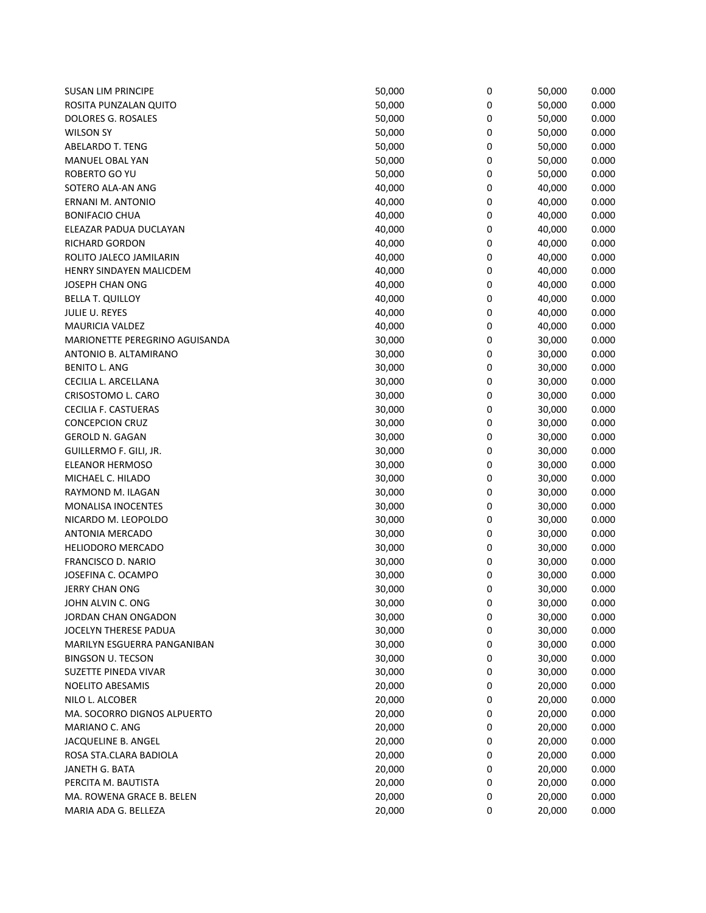| | | | | |
|---|---|---|---|---|
| SUSAN LIM PRINCIPE | 50,000 | 0 | 50,000 | 0.000 |
| ROSITA PUNZALAN QUITO | 50,000 | 0 | 50,000 | 0.000 |
| DOLORES G. ROSALES | 50,000 | 0 | 50,000 | 0.000 |
| WILSON SY | 50,000 | 0 | 50,000 | 0.000 |
| ABELARDO T. TENG | 50,000 | 0 | 50,000 | 0.000 |
| MANUEL OBAL YAN | 50,000 | 0 | 50,000 | 0.000 |
| ROBERTO GO YU | 50,000 | 0 | 50,000 | 0.000 |
| SOTERO ALA-AN ANG | 40,000 | 0 | 40,000 | 0.000 |
| ERNANI M. ANTONIO | 40,000 | 0 | 40,000 | 0.000 |
| BONIFACIO CHUA | 40,000 | 0 | 40,000 | 0.000 |
| ELEAZAR PADUA DUCLAYAN | 40,000 | 0 | 40,000 | 0.000 |
| RICHARD GORDON | 40,000 | 0 | 40,000 | 0.000 |
| ROLITO JALECO JAMILARIN | 40,000 | 0 | 40,000 | 0.000 |
| HENRY SINDAYEN MALICDEM | 40,000 | 0 | 40,000 | 0.000 |
| JOSEPH CHAN ONG | 40,000 | 0 | 40,000 | 0.000 |
| BELLA T. QUILLOY | 40,000 | 0 | 40,000 | 0.000 |
| JULIE U. REYES | 40,000 | 0 | 40,000 | 0.000 |
| MAURICIA VALDEZ | 40,000 | 0 | 40,000 | 0.000 |
| MARIONETTE PEREGRINO AGUISANDA | 30,000 | 0 | 30,000 | 0.000 |
| ANTONIO B. ALTAMIRANO | 30,000 | 0 | 30,000 | 0.000 |
| BENITO L. ANG | 30,000 | 0 | 30,000 | 0.000 |
| CECILIA L. ARCELLANA | 30,000 | 0 | 30,000 | 0.000 |
| CRISOSTOMO L. CARO | 30,000 | 0 | 30,000 | 0.000 |
| CECILIA F. CASTUERAS | 30,000 | 0 | 30,000 | 0.000 |
| CONCEPCION CRUZ | 30,000 | 0 | 30,000 | 0.000 |
| GEROLD N. GAGAN | 30,000 | 0 | 30,000 | 0.000 |
| GUILLERMO F. GILI, JR. | 30,000 | 0 | 30,000 | 0.000 |
| ELEANOR HERMOSO | 30,000 | 0 | 30,000 | 0.000 |
| MICHAEL C. HILADO | 30,000 | 0 | 30,000 | 0.000 |
| RAYMOND M. ILAGAN | 30,000 | 0 | 30,000 | 0.000 |
| MONALISA INOCENTES | 30,000 | 0 | 30,000 | 0.000 |
| NICARDO M. LEOPOLDO | 30,000 | 0 | 30,000 | 0.000 |
| ANTONIA MERCADO | 30,000 | 0 | 30,000 | 0.000 |
| HELIODORO MERCADO | 30,000 | 0 | 30,000 | 0.000 |
| FRANCISCO D. NARIO | 30,000 | 0 | 30,000 | 0.000 |
| JOSEFINA C. OCAMPO | 30,000 | 0 | 30,000 | 0.000 |
| JERRY CHAN ONG | 30,000 | 0 | 30,000 | 0.000 |
| JOHN ALVIN C. ONG | 30,000 | 0 | 30,000 | 0.000 |
| JORDAN CHAN ONGADON | 30,000 | 0 | 30,000 | 0.000 |
| JOCELYN THERESE PADUA | 30,000 | 0 | 30,000 | 0.000 |
| MARILYN ESGUERRA PANGANIBAN | 30,000 | 0 | 30,000 | 0.000 |
| BINGSON U. TECSON | 30,000 | 0 | 30,000 | 0.000 |
| SUZETTE PINEDA VIVAR | 30,000 | 0 | 30,000 | 0.000 |
| NOELITO ABESAMIS | 20,000 | 0 | 20,000 | 0.000 |
| NILO L. ALCOBER | 20,000 | 0 | 20,000 | 0.000 |
| MA. SOCORRO DIGNOS ALPUERTO | 20,000 | 0 | 20,000 | 0.000 |
| MARIANO C. ANG | 20,000 | 0 | 20,000 | 0.000 |
| JACQUELINE B. ANGEL | 20,000 | 0 | 20,000 | 0.000 |
| ROSA STA.CLARA BADIOLA | 20,000 | 0 | 20,000 | 0.000 |
| JANETH G. BATA | 20,000 | 0 | 20,000 | 0.000 |
| PERCITA M. BAUTISTA | 20,000 | 0 | 20,000 | 0.000 |
| MA. ROWENA GRACE B. BELEN | 20,000 | 0 | 20,000 | 0.000 |
| MARIA ADA G. BELLEZA | 20,000 | 0 | 20,000 | 0.000 |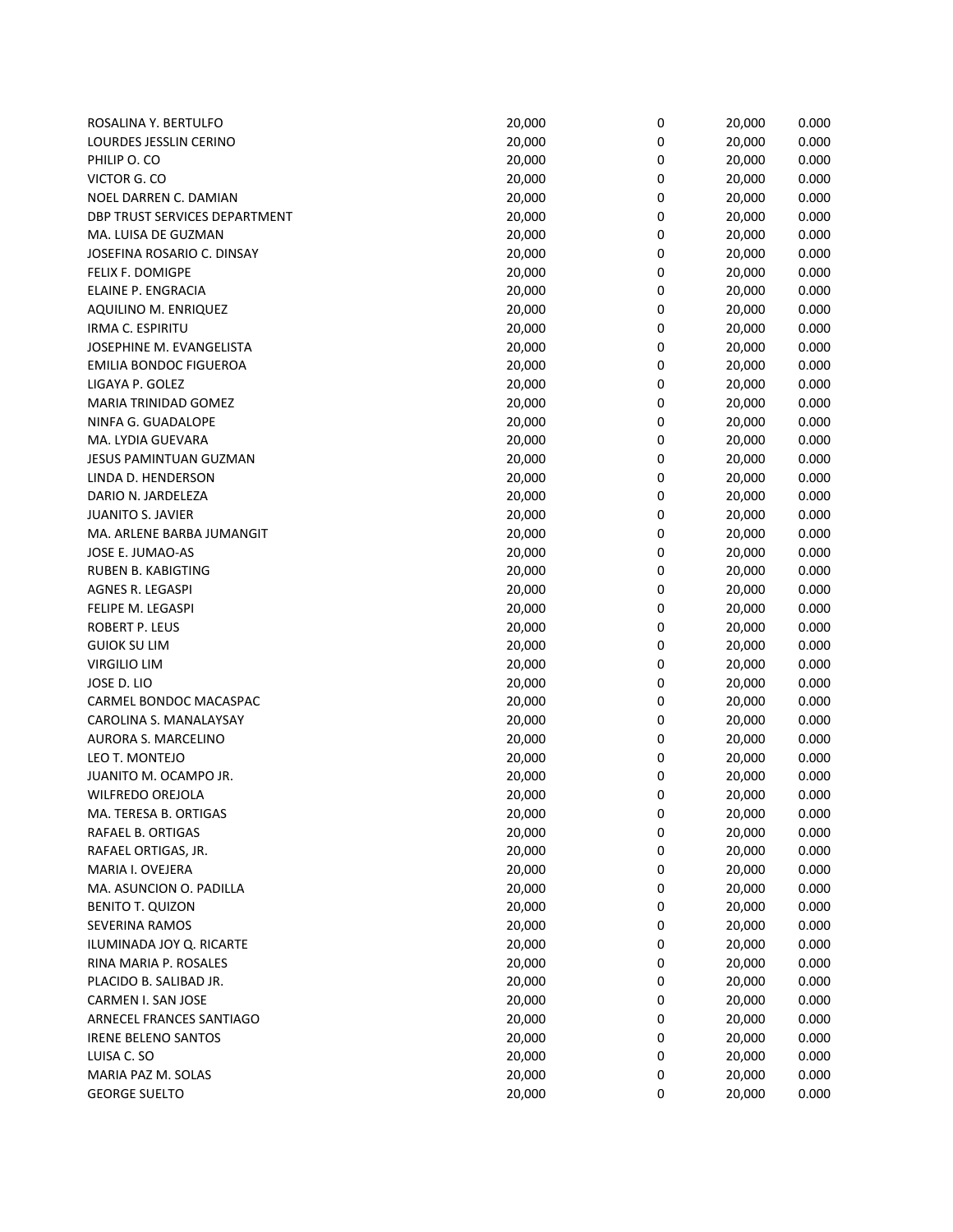| | | | | |
|---|---|---|---|---|
| ROSALINA Y. BERTULFO | 20,000 | 0 | 20,000 | 0.000 |
| LOURDES JESSLIN CERINO | 20,000 | 0 | 20,000 | 0.000 |
| PHILIP O. CO | 20,000 | 0 | 20,000 | 0.000 |
| VICTOR G. CO | 20,000 | 0 | 20,000 | 0.000 |
| NOEL DARREN C. DAMIAN | 20,000 | 0 | 20,000 | 0.000 |
| DBP TRUST SERVICES DEPARTMENT | 20,000 | 0 | 20,000 | 0.000 |
| MA. LUISA DE GUZMAN | 20,000 | 0 | 20,000 | 0.000 |
| JOSEFINA ROSARIO C. DINSAY | 20,000 | 0 | 20,000 | 0.000 |
| FELIX F. DOMIGPE | 20,000 | 0 | 20,000 | 0.000 |
| ELAINE P. ENGRACIA | 20,000 | 0 | 20,000 | 0.000 |
| AQUILINO M. ENRIQUEZ | 20,000 | 0 | 20,000 | 0.000 |
| IRMA C. ESPIRITU | 20,000 | 0 | 20,000 | 0.000 |
| JOSEPHINE M. EVANGELISTA | 20,000 | 0 | 20,000 | 0.000 |
| EMILIA BONDOC FIGUEROA | 20,000 | 0 | 20,000 | 0.000 |
| LIGAYA P. GOLEZ | 20,000 | 0 | 20,000 | 0.000 |
| MARIA TRINIDAD GOMEZ | 20,000 | 0 | 20,000 | 0.000 |
| NINFA G. GUADALOPE | 20,000 | 0 | 20,000 | 0.000 |
| MA. LYDIA GUEVARA | 20,000 | 0 | 20,000 | 0.000 |
| JESUS PAMINTUAN GUZMAN | 20,000 | 0 | 20,000 | 0.000 |
| LINDA D. HENDERSON | 20,000 | 0 | 20,000 | 0.000 |
| DARIO N. JARDELEZA | 20,000 | 0 | 20,000 | 0.000 |
| JUANITO S. JAVIER | 20,000 | 0 | 20,000 | 0.000 |
| MA. ARLENE BARBA JUMANGIT | 20,000 | 0 | 20,000 | 0.000 |
| JOSE E. JUMAO-AS | 20,000 | 0 | 20,000 | 0.000 |
| RUBEN B. KABIGTING | 20,000 | 0 | 20,000 | 0.000 |
| AGNES R. LEGASPI | 20,000 | 0 | 20,000 | 0.000 |
| FELIPE M. LEGASPI | 20,000 | 0 | 20,000 | 0.000 |
| ROBERT P. LEUS | 20,000 | 0 | 20,000 | 0.000 |
| GUIOK SU LIM | 20,000 | 0 | 20,000 | 0.000 |
| VIRGILIO LIM | 20,000 | 0 | 20,000 | 0.000 |
| JOSE D. LIO | 20,000 | 0 | 20,000 | 0.000 |
| CARMEL BONDOC MACASPAC | 20,000 | 0 | 20,000 | 0.000 |
| CAROLINA S. MANALAYSAY | 20,000 | 0 | 20,000 | 0.000 |
| AURORA S. MARCELINO | 20,000 | 0 | 20,000 | 0.000 |
| LEO T. MONTEJO | 20,000 | 0 | 20,000 | 0.000 |
| JUANITO M. OCAMPO JR. | 20,000 | 0 | 20,000 | 0.000 |
| WILFREDO OREJOLA | 20,000 | 0 | 20,000 | 0.000 |
| MA. TERESA B. ORTIGAS | 20,000 | 0 | 20,000 | 0.000 |
| RAFAEL B. ORTIGAS | 20,000 | 0 | 20,000 | 0.000 |
| RAFAEL ORTIGAS, JR. | 20,000 | 0 | 20,000 | 0.000 |
| MARIA I. OVEJERA | 20,000 | 0 | 20,000 | 0.000 |
| MA. ASUNCION O. PADILLA | 20,000 | 0 | 20,000 | 0.000 |
| BENITO T. QUIZON | 20,000 | 0 | 20,000 | 0.000 |
| SEVERINA RAMOS | 20,000 | 0 | 20,000 | 0.000 |
| ILUMINADA JOY Q. RICARTE | 20,000 | 0 | 20,000 | 0.000 |
| RINA MARIA P. ROSALES | 20,000 | 0 | 20,000 | 0.000 |
| PLACIDO B. SALIBAD JR. | 20,000 | 0 | 20,000 | 0.000 |
| CARMEN I. SAN JOSE | 20,000 | 0 | 20,000 | 0.000 |
| ARNECEL FRANCES SANTIAGO | 20,000 | 0 | 20,000 | 0.000 |
| IRENE BELENO SANTOS | 20,000 | 0 | 20,000 | 0.000 |
| LUISA C. SO | 20,000 | 0 | 20,000 | 0.000 |
| MARIA PAZ M. SOLAS | 20,000 | 0 | 20,000 | 0.000 |
| GEORGE SUELTO | 20,000 | 0 | 20,000 | 0.000 |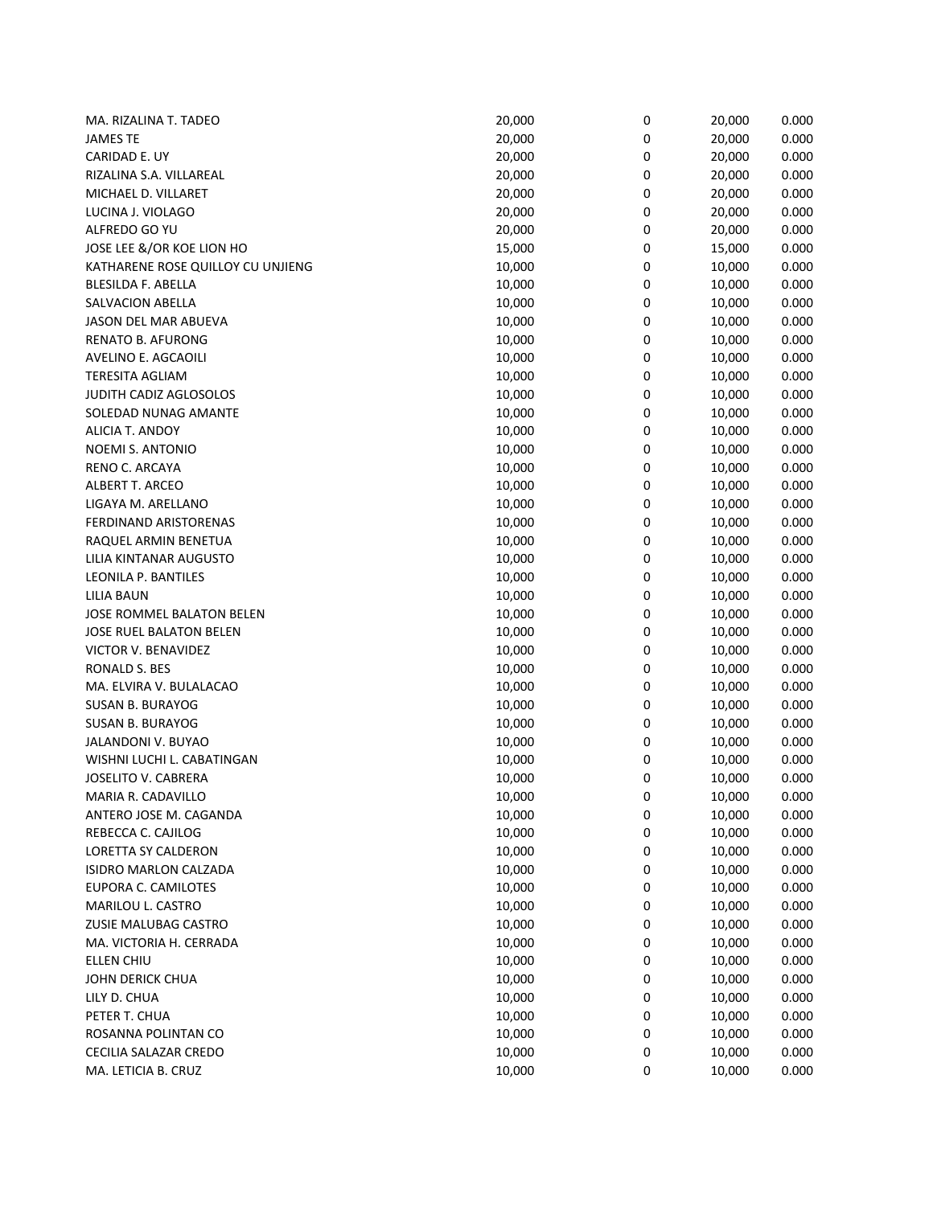| | | | | |
|---|---|---|---|---|
| MA. RIZALINA T. TADEO | 20,000 | 0 | 20,000 | 0.000 |
| JAMES TE | 20,000 | 0 | 20,000 | 0.000 |
| CARIDAD E. UY | 20,000 | 0 | 20,000 | 0.000 |
| RIZALINA S.A. VILLAREAL | 20,000 | 0 | 20,000 | 0.000 |
| MICHAEL D. VILLARET | 20,000 | 0 | 20,000 | 0.000 |
| LUCINA J. VIOLAGO | 20,000 | 0 | 20,000 | 0.000 |
| ALFREDO GO YU | 20,000 | 0 | 20,000 | 0.000 |
| JOSE LEE &/OR KOE LION HO | 15,000 | 0 | 15,000 | 0.000 |
| KATHARENE ROSE QUILLOY CU UNJIENG | 10,000 | 0 | 10,000 | 0.000 |
| BLESILDA F. ABELLA | 10,000 | 0 | 10,000 | 0.000 |
| SALVACION ABELLA | 10,000 | 0 | 10,000 | 0.000 |
| JASON DEL MAR ABUEVA | 10,000 | 0 | 10,000 | 0.000 |
| RENATO B. AFURONG | 10,000 | 0 | 10,000 | 0.000 |
| AVELINO E. AGCAOILI | 10,000 | 0 | 10,000 | 0.000 |
| TERESITA AGLIAM | 10,000 | 0 | 10,000 | 0.000 |
| JUDITH CADIZ AGLOSOLOS | 10,000 | 0 | 10,000 | 0.000 |
| SOLEDAD NUNAG AMANTE | 10,000 | 0 | 10,000 | 0.000 |
| ALICIA T. ANDOY | 10,000 | 0 | 10,000 | 0.000 |
| NOEMI S. ANTONIO | 10,000 | 0 | 10,000 | 0.000 |
| RENO C. ARCAYA | 10,000 | 0 | 10,000 | 0.000 |
| ALBERT T. ARCEO | 10,000 | 0 | 10,000 | 0.000 |
| LIGAYA M. ARELLANO | 10,000 | 0 | 10,000 | 0.000 |
| FERDINAND ARISTORENAS | 10,000 | 0 | 10,000 | 0.000 |
| RAQUEL ARMIN BENETUA | 10,000 | 0 | 10,000 | 0.000 |
| LILIA KINTANAR AUGUSTO | 10,000 | 0 | 10,000 | 0.000 |
| LEONILA P. BANTILES | 10,000 | 0 | 10,000 | 0.000 |
| LILIA BAUN | 10,000 | 0 | 10,000 | 0.000 |
| JOSE ROMMEL BALATON BELEN | 10,000 | 0 | 10,000 | 0.000 |
| JOSE RUEL BALATON BELEN | 10,000 | 0 | 10,000 | 0.000 |
| VICTOR V. BENAVIDEZ | 10,000 | 0 | 10,000 | 0.000 |
| RONALD S. BES | 10,000 | 0 | 10,000 | 0.000 |
| MA. ELVIRA V. BULALACAO | 10,000 | 0 | 10,000 | 0.000 |
| SUSAN B. BURAYOG | 10,000 | 0 | 10,000 | 0.000 |
| SUSAN B. BURAYOG | 10,000 | 0 | 10,000 | 0.000 |
| JALANDONI V. BUYAO | 10,000 | 0 | 10,000 | 0.000 |
| WISHNI LUCHI L. CABATINGAN | 10,000 | 0 | 10,000 | 0.000 |
| JOSELITO V. CABRERA | 10,000 | 0 | 10,000 | 0.000 |
| MARIA R. CADAVILLO | 10,000 | 0 | 10,000 | 0.000 |
| ANTERO JOSE M. CAGANDA | 10,000 | 0 | 10,000 | 0.000 |
| REBECCA C. CAJILOG | 10,000 | 0 | 10,000 | 0.000 |
| LORETTA SY CALDERON | 10,000 | 0 | 10,000 | 0.000 |
| ISIDRO MARLON CALZADA | 10,000 | 0 | 10,000 | 0.000 |
| EUPORA C. CAMILOTES | 10,000 | 0 | 10,000 | 0.000 |
| MARILOU L. CASTRO | 10,000 | 0 | 10,000 | 0.000 |
| ZUSIE MALUBAG CASTRO | 10,000 | 0 | 10,000 | 0.000 |
| MA. VICTORIA H. CERRADA | 10,000 | 0 | 10,000 | 0.000 |
| ELLEN CHIU | 10,000 | 0 | 10,000 | 0.000 |
| JOHN DERICK CHUA | 10,000 | 0 | 10,000 | 0.000 |
| LILY D. CHUA | 10,000 | 0 | 10,000 | 0.000 |
| PETER T. CHUA | 10,000 | 0 | 10,000 | 0.000 |
| ROSANNA POLINTAN CO | 10,000 | 0 | 10,000 | 0.000 |
| CECILIA SALAZAR CREDO | 10,000 | 0 | 10,000 | 0.000 |
| MA. LETICIA B. CRUZ | 10,000 | 0 | 10,000 | 0.000 |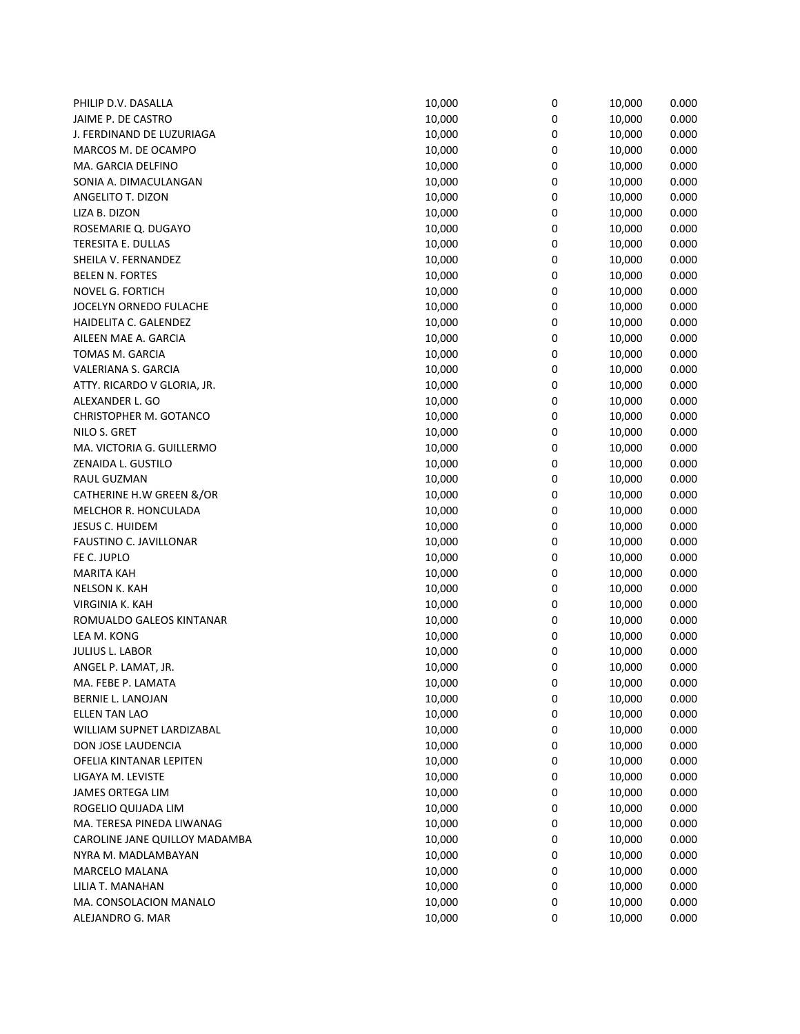| | | | | |
|---|---|---|---|---|
| PHILIP D.V. DASALLA | 10,000 | 0 | 10,000 | 0.000 |
| JAIME P. DE CASTRO | 10,000 | 0 | 10,000 | 0.000 |
| J. FERDINAND DE LUZURIAGA | 10,000 | 0 | 10,000 | 0.000 |
| MARCOS M. DE OCAMPO | 10,000 | 0 | 10,000 | 0.000 |
| MA. GARCIA DELFINO | 10,000 | 0 | 10,000 | 0.000 |
| SONIA A. DIMACULANGAN | 10,000 | 0 | 10,000 | 0.000 |
| ANGELITO T. DIZON | 10,000 | 0 | 10,000 | 0.000 |
| LIZA B. DIZON | 10,000 | 0 | 10,000 | 0.000 |
| ROSEMARIE Q. DUGAYO | 10,000 | 0 | 10,000 | 0.000 |
| TERESITA E. DULLAS | 10,000 | 0 | 10,000 | 0.000 |
| SHEILA V. FERNANDEZ | 10,000 | 0 | 10,000 | 0.000 |
| BELEN N. FORTES | 10,000 | 0 | 10,000 | 0.000 |
| NOVEL G. FORTICH | 10,000 | 0 | 10,000 | 0.000 |
| JOCELYN ORNEDO FULACHE | 10,000 | 0 | 10,000 | 0.000 |
| HAIDELITA C. GALENDEZ | 10,000 | 0 | 10,000 | 0.000 |
| AILEEN MAE A. GARCIA | 10,000 | 0 | 10,000 | 0.000 |
| TOMAS M. GARCIA | 10,000 | 0 | 10,000 | 0.000 |
| VALERIANA S. GARCIA | 10,000 | 0 | 10,000 | 0.000 |
| ATTY. RICARDO V GLORIA, JR. | 10,000 | 0 | 10,000 | 0.000 |
| ALEXANDER L. GO | 10,000 | 0 | 10,000 | 0.000 |
| CHRISTOPHER M. GOTANCO | 10,000 | 0 | 10,000 | 0.000 |
| NILO S. GRET | 10,000 | 0 | 10,000 | 0.000 |
| MA. VICTORIA G. GUILLERMO | 10,000 | 0 | 10,000 | 0.000 |
| ZENAIDA L. GUSTILO | 10,000 | 0 | 10,000 | 0.000 |
| RAUL GUZMAN | 10,000 | 0 | 10,000 | 0.000 |
| CATHERINE H.W GREEN &/OR | 10,000 | 0 | 10,000 | 0.000 |
| MELCHOR R. HONCULADA | 10,000 | 0 | 10,000 | 0.000 |
| JESUS C. HUIDEM | 10,000 | 0 | 10,000 | 0.000 |
| FAUSTINO C. JAVILLONAR | 10,000 | 0 | 10,000 | 0.000 |
| FE C. JUPLO | 10,000 | 0 | 10,000 | 0.000 |
| MARITA KAH | 10,000 | 0 | 10,000 | 0.000 |
| NELSON K. KAH | 10,000 | 0 | 10,000 | 0.000 |
| VIRGINIA K. KAH | 10,000 | 0 | 10,000 | 0.000 |
| ROMUALDO GALEOS KINTANAR | 10,000 | 0 | 10,000 | 0.000 |
| LEA M. KONG | 10,000 | 0 | 10,000 | 0.000 |
| JULIUS L. LABOR | 10,000 | 0 | 10,000 | 0.000 |
| ANGEL P. LAMAT, JR. | 10,000 | 0 | 10,000 | 0.000 |
| MA. FEBE P. LAMATA | 10,000 | 0 | 10,000 | 0.000 |
| BERNIE L. LANOJAN | 10,000 | 0 | 10,000 | 0.000 |
| ELLEN TAN LAO | 10,000 | 0 | 10,000 | 0.000 |
| WILLIAM SUPNET LARDIZABAL | 10,000 | 0 | 10,000 | 0.000 |
| DON JOSE LAUDENCIA | 10,000 | 0 | 10,000 | 0.000 |
| OFELIA KINTANAR LEPITEN | 10,000 | 0 | 10,000 | 0.000 |
| LIGAYA M. LEVISTE | 10,000 | 0 | 10,000 | 0.000 |
| JAMES ORTEGA LIM | 10,000 | 0 | 10,000 | 0.000 |
| ROGELIO QUIJADA LIM | 10,000 | 0 | 10,000 | 0.000 |
| MA. TERESA PINEDA LIWANAG | 10,000 | 0 | 10,000 | 0.000 |
| CAROLINE JANE QUILLOY MADAMBA | 10,000 | 0 | 10,000 | 0.000 |
| NYRA M. MADLAMBAYAN | 10,000 | 0 | 10,000 | 0.000 |
| MARCELO MALANA | 10,000 | 0 | 10,000 | 0.000 |
| LILIA T. MANAHAN | 10,000 | 0 | 10,000 | 0.000 |
| MA. CONSOLACION MANALO | 10,000 | 0 | 10,000 | 0.000 |
| ALEJANDRO G. MAR | 10,000 | 0 | 10,000 | 0.000 |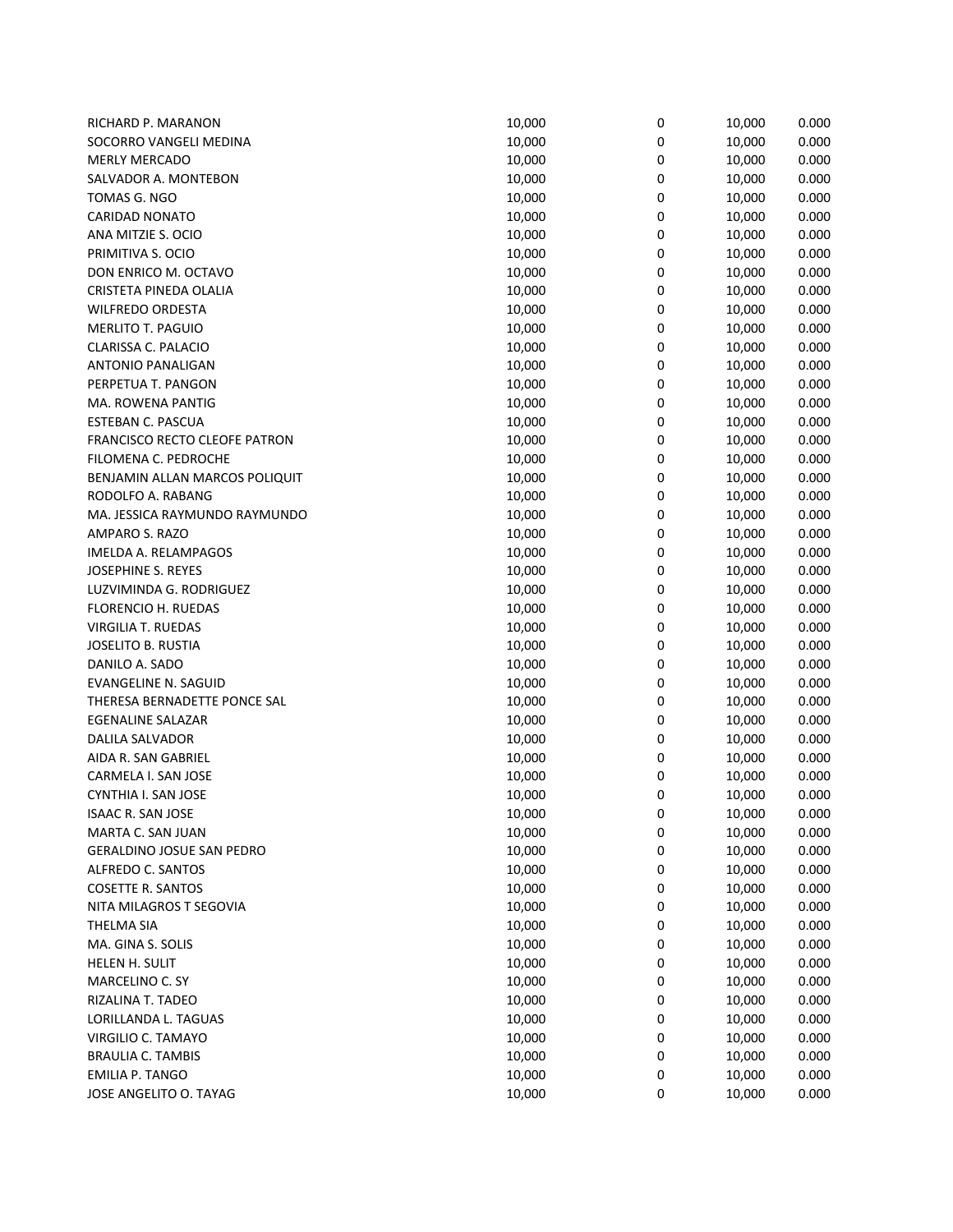| | | | | |
|---|---|---|---|---|
| RICHARD P. MARANON | 10,000 | 0 | 10,000 | 0.000 |
| SOCORRO VANGELI MEDINA | 10,000 | 0 | 10,000 | 0.000 |
| MERLY MERCADO | 10,000 | 0 | 10,000 | 0.000 |
| SALVADOR A. MONTEBON | 10,000 | 0 | 10,000 | 0.000 |
| TOMAS G. NGO | 10,000 | 0 | 10,000 | 0.000 |
| CARIDAD NONATO | 10,000 | 0 | 10,000 | 0.000 |
| ANA MITZIE S. OCIO | 10,000 | 0 | 10,000 | 0.000 |
| PRIMITIVA S. OCIO | 10,000 | 0 | 10,000 | 0.000 |
| DON ENRICO M. OCTAVO | 10,000 | 0 | 10,000 | 0.000 |
| CRISTETA PINEDA OLALIA | 10,000 | 0 | 10,000 | 0.000 |
| WILFREDO ORDESTA | 10,000 | 0 | 10,000 | 0.000 |
| MERLITO T. PAGUIO | 10,000 | 0 | 10,000 | 0.000 |
| CLARISSA C. PALACIO | 10,000 | 0 | 10,000 | 0.000 |
| ANTONIO PANALIGAN | 10,000 | 0 | 10,000 | 0.000 |
| PERPETUA T. PANGON | 10,000 | 0 | 10,000 | 0.000 |
| MA. ROWENA PANTIG | 10,000 | 0 | 10,000 | 0.000 |
| ESTEBAN C. PASCUA | 10,000 | 0 | 10,000 | 0.000 |
| FRANCISCO RECTO CLEOFE PATRON | 10,000 | 0 | 10,000 | 0.000 |
| FILOMENA C. PEDROCHE | 10,000 | 0 | 10,000 | 0.000 |
| BENJAMIN ALLAN MARCOS POLIQUIT | 10,000 | 0 | 10,000 | 0.000 |
| RODOLFO A. RABANG | 10,000 | 0 | 10,000 | 0.000 |
| MA. JESSICA RAYMUNDO RAYMUNDO | 10,000 | 0 | 10,000 | 0.000 |
| AMPARO S. RAZO | 10,000 | 0 | 10,000 | 0.000 |
| IMELDA A. RELAMPAGOS | 10,000 | 0 | 10,000 | 0.000 |
| JOSEPHINE S. REYES | 10,000 | 0 | 10,000 | 0.000 |
| LUZVIMINDA G. RODRIGUEZ | 10,000 | 0 | 10,000 | 0.000 |
| FLORENCIO H. RUEDAS | 10,000 | 0 | 10,000 | 0.000 |
| VIRGILIA T. RUEDAS | 10,000 | 0 | 10,000 | 0.000 |
| JOSELITO B. RUSTIA | 10,000 | 0 | 10,000 | 0.000 |
| DANILO A. SADO | 10,000 | 0 | 10,000 | 0.000 |
| EVANGELINE N. SAGUID | 10,000 | 0 | 10,000 | 0.000 |
| THERESA BERNADETTE PONCE SAL | 10,000 | 0 | 10,000 | 0.000 |
| EGENALINE SALAZAR | 10,000 | 0 | 10,000 | 0.000 |
| DALILA SALVADOR | 10,000 | 0 | 10,000 | 0.000 |
| AIDA R. SAN GABRIEL | 10,000 | 0 | 10,000 | 0.000 |
| CARMELA I. SAN JOSE | 10,000 | 0 | 10,000 | 0.000 |
| CYNTHIA I. SAN JOSE | 10,000 | 0 | 10,000 | 0.000 |
| ISAAC R. SAN JOSE | 10,000 | 0 | 10,000 | 0.000 |
| MARTA C. SAN JUAN | 10,000 | 0 | 10,000 | 0.000 |
| GERALDINO JOSUE SAN PEDRO | 10,000 | 0 | 10,000 | 0.000 |
| ALFREDO C. SANTOS | 10,000 | 0 | 10,000 | 0.000 |
| COSETTE R. SANTOS | 10,000 | 0 | 10,000 | 0.000 |
| NITA MILAGROS T SEGOVIA | 10,000 | 0 | 10,000 | 0.000 |
| THELMA SIA | 10,000 | 0 | 10,000 | 0.000 |
| MA. GINA S. SOLIS | 10,000 | 0 | 10,000 | 0.000 |
| HELEN H. SULIT | 10,000 | 0 | 10,000 | 0.000 |
| MARCELINO C. SY | 10,000 | 0 | 10,000 | 0.000 |
| RIZALINA T. TADEO | 10,000 | 0 | 10,000 | 0.000 |
| LORILLANDA L. TAGUAS | 10,000 | 0 | 10,000 | 0.000 |
| VIRGILIO C. TAMAYO | 10,000 | 0 | 10,000 | 0.000 |
| BRAULIA C. TAMBIS | 10,000 | 0 | 10,000 | 0.000 |
| EMILIA P. TANGO | 10,000 | 0 | 10,000 | 0.000 |
| JOSE ANGELITO O. TAYAG | 10,000 | 0 | 10,000 | 0.000 |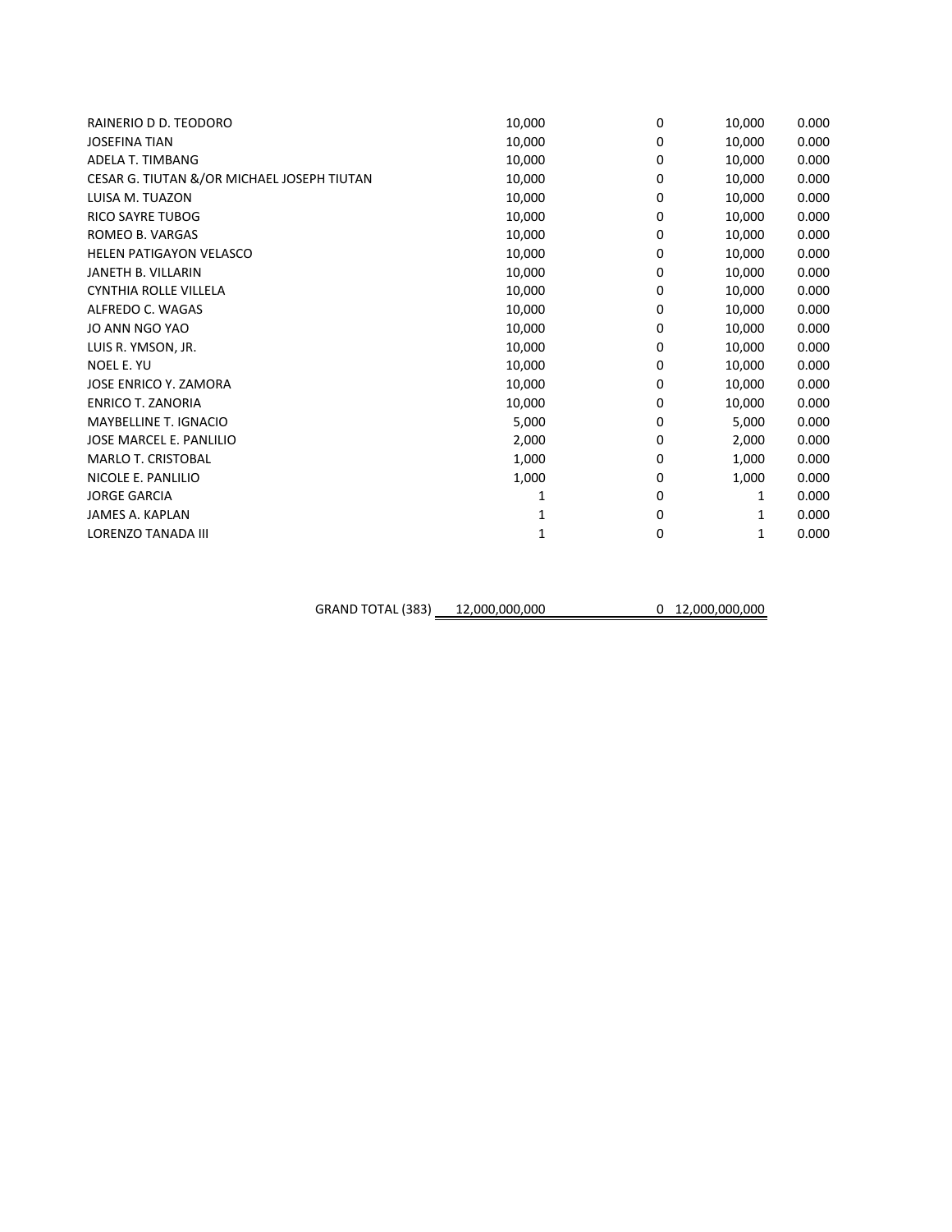| | | | | |
|---|---|---|---|---|
| RAINERIO D D. TEODORO | 10,000 | 0 | 10,000 | 0.000 |
| JOSEFINA TIAN | 10,000 | 0 | 10,000 | 0.000 |
| ADELA T. TIMBANG | 10,000 | 0 | 10,000 | 0.000 |
| CESAR G. TIUTAN &/OR MICHAEL JOSEPH TIUTAN | 10,000 | 0 | 10,000 | 0.000 |
| LUISA M. TUAZON | 10,000 | 0 | 10,000 | 0.000 |
| RICO SAYRE TUBOG | 10,000 | 0 | 10,000 | 0.000 |
| ROMEO B. VARGAS | 10,000 | 0 | 10,000 | 0.000 |
| HELEN PATIGAYON VELASCO | 10,000 | 0 | 10,000 | 0.000 |
| JANETH B. VILLARIN | 10,000 | 0 | 10,000 | 0.000 |
| CYNTHIA ROLLE VILLELA | 10,000 | 0 | 10,000 | 0.000 |
| ALFREDO C. WAGAS | 10,000 | 0 | 10,000 | 0.000 |
| JO ANN NGO YAO | 10,000 | 0 | 10,000 | 0.000 |
| LUIS R. YMSON, JR. | 10,000 | 0 | 10,000 | 0.000 |
| NOEL E. YU | 10,000 | 0 | 10,000 | 0.000 |
| JOSE ENRICO Y. ZAMORA | 10,000 | 0 | 10,000 | 0.000 |
| ENRICO T. ZANORIA | 10,000 | 0 | 10,000 | 0.000 |
| MAYBELLINE T. IGNACIO | 5,000 | 0 | 5,000 | 0.000 |
| JOSE MARCEL E. PANLILIO | 2,000 | 0 | 2,000 | 0.000 |
| MARLO T. CRISTOBAL | 1,000 | 0 | 1,000 | 0.000 |
| NICOLE E. PANLILIO | 1,000 | 0 | 1,000 | 0.000 |
| JORGE GARCIA | 1 | 0 | 1 | 0.000 |
| JAMES A. KAPLAN | 1 | 0 | 1 | 0.000 |
| LORENZO TANADA III | 1 | 0 | 1 | 0.000 |
| GRAND TOTAL (383) | 12,000,000,000 | 0 | 12,000,000,000 | |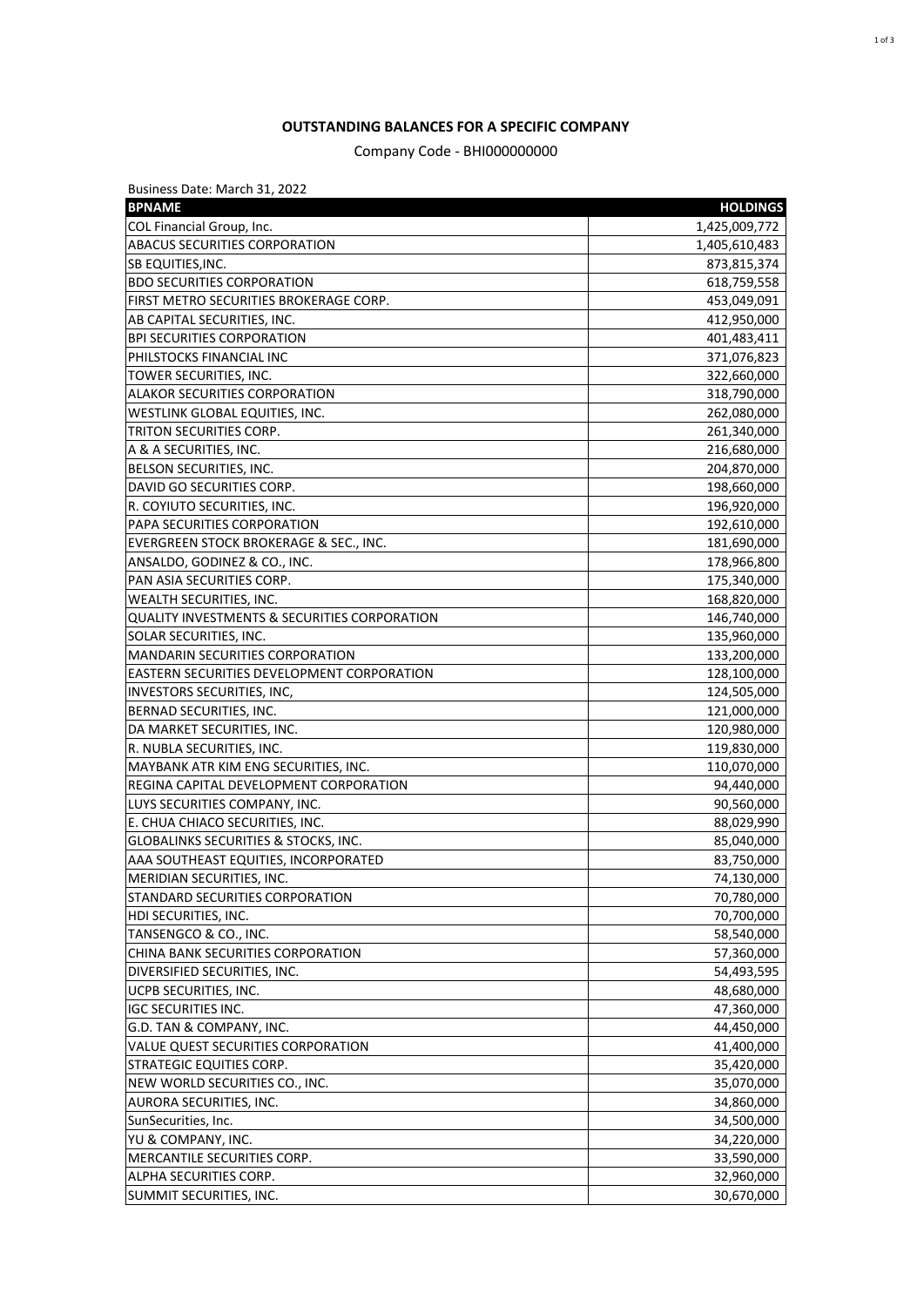**OUTSTANDING BALANCES FOR A SPECIFIC COMPANY**

Company Code - BHI000000000

Business Date: March 31, 2022

| BPNAME | HOLDINGS |
|---|---|
| COL Financial Group, Inc. | 1,425,009,772 |
| ABACUS SECURITIES CORPORATION | 1,405,610,483 |
| SB EQUITIES,INC. | 873,815,374 |
| BDO SECURITIES CORPORATION | 618,759,558 |
| FIRST METRO SECURITIES BROKERAGE CORP. | 453,049,091 |
| AB CAPITAL SECURITIES, INC. | 412,950,000 |
| BPI SECURITIES CORPORATION | 401,483,411 |
| PHILSTOCKS FINANCIAL INC | 371,076,823 |
| TOWER SECURITIES, INC. | 322,660,000 |
| ALAKOR SECURITIES CORPORATION | 318,790,000 |
| WESTLINK GLOBAL EQUITIES, INC. | 262,080,000 |
| TRITON SECURITIES CORP. | 261,340,000 |
| A & A SECURITIES, INC. | 216,680,000 |
| BELSON SECURITIES, INC. | 204,870,000 |
| DAVID GO SECURITIES CORP. | 198,660,000 |
| R. COYIUTO SECURITIES, INC. | 196,920,000 |
| PAPA SECURITIES CORPORATION | 192,610,000 |
| EVERGREEN STOCK BROKERAGE & SEC., INC. | 181,690,000 |
| ANSALDO, GODINEZ & CO., INC. | 178,966,800 |
| PAN ASIA SECURITIES CORP. | 175,340,000 |
| WEALTH SECURITIES, INC. | 168,820,000 |
| QUALITY INVESTMENTS & SECURITIES CORPORATION | 146,740,000 |
| SOLAR SECURITIES, INC. | 135,960,000 |
| MANDARIN SECURITIES CORPORATION | 133,200,000 |
| EASTERN SECURITIES DEVELOPMENT CORPORATION | 128,100,000 |
| INVESTORS SECURITIES, INC, | 124,505,000 |
| BERNAD SECURITIES, INC. | 121,000,000 |
| DA MARKET SECURITIES, INC. | 120,980,000 |
| R. NUBLA SECURITIES, INC. | 119,830,000 |
| MAYBANK ATR KIM ENG SECURITIES, INC. | 110,070,000 |
| REGINA CAPITAL DEVELOPMENT CORPORATION | 94,440,000 |
| LUYS SECURITIES COMPANY, INC. | 90,560,000 |
| E. CHUA CHIACO SECURITIES, INC. | 88,029,990 |
| GLOBALINKS SECURITIES & STOCKS, INC. | 85,040,000 |
| AAA SOUTHEAST EQUITIES, INCORPORATED | 83,750,000 |
| MERIDIAN SECURITIES, INC. | 74,130,000 |
| STANDARD SECURITIES CORPORATION | 70,780,000 |
| HDI SECURITIES, INC. | 70,700,000 |
| TANSENGCO & CO., INC. | 58,540,000 |
| CHINA BANK SECURITIES CORPORATION | 57,360,000 |
| DIVERSIFIED SECURITIES, INC. | 54,493,595 |
| UCPB SECURITIES, INC. | 48,680,000 |
| IGC SECURITIES INC. | 47,360,000 |
| G.D. TAN & COMPANY, INC. | 44,450,000 |
| VALUE QUEST SECURITIES CORPORATION | 41,400,000 |
| STRATEGIC EQUITIES CORP. | 35,420,000 |
| NEW WORLD SECURITIES CO., INC. | 35,070,000 |
| AURORA SECURITIES, INC. | 34,860,000 |
| SunSecurities, Inc. | 34,500,000 |
| YU & COMPANY, INC. | 34,220,000 |
| MERCANTILE SECURITIES CORP. | 33,590,000 |
| ALPHA SECURITIES CORP. | 32,960,000 |
| SUMMIT SECURITIES, INC. | 30,670,000 |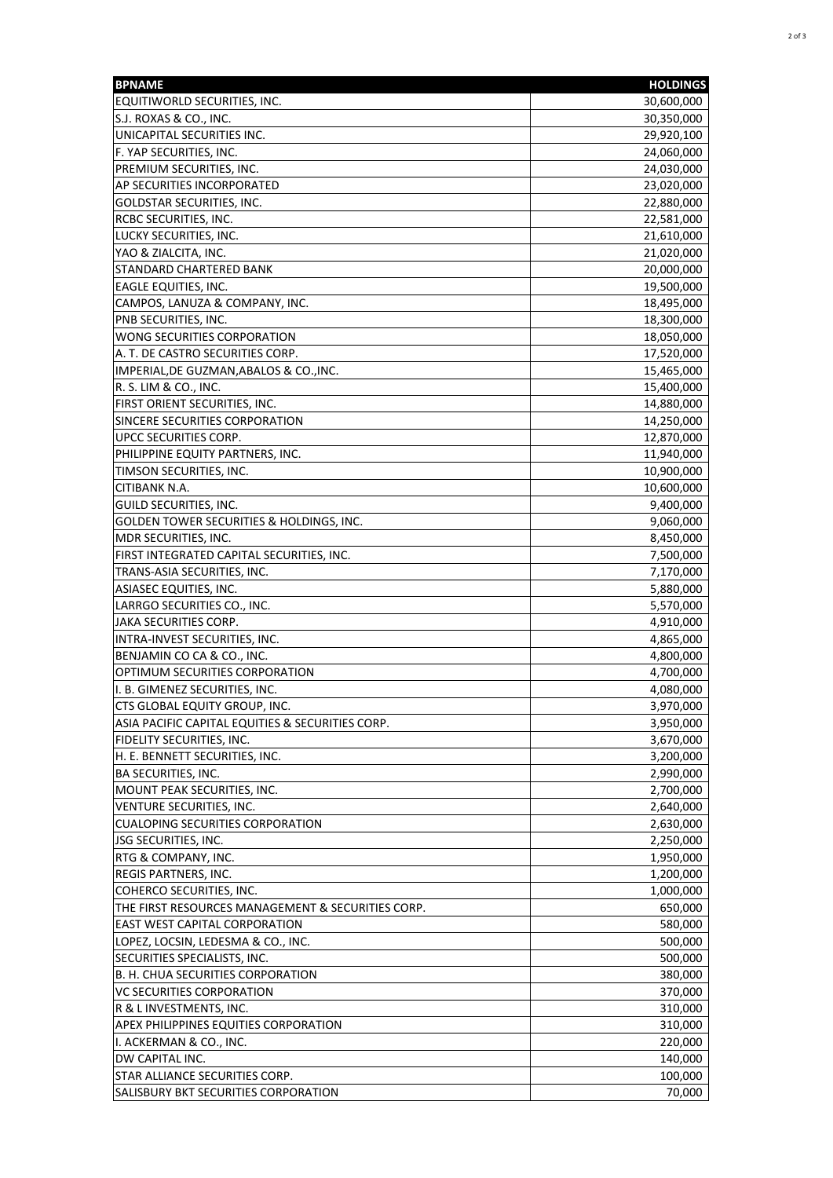| BPNAME | HOLDINGS |
|---|---:|
| EQUITIWORLD SECURITIES, INC. | 30,600,000 |
| S.J. ROXAS & CO., INC. | 30,350,000 |
| UNICAPITAL SECURITIES INC. | 29,920,100 |
| F. YAP SECURITIES, INC. | 24,060,000 |
| PREMIUM SECURITIES, INC. | 24,030,000 |
| AP SECURITIES INCORPORATED | 23,020,000 |
| GOLDSTAR SECURITIES, INC. | 22,880,000 |
| RCBC SECURITIES, INC. | 22,581,000 |
| LUCKY SECURITIES, INC. | 21,610,000 |
| YAO & ZIALCITA, INC. | 21,020,000 |
| STANDARD CHARTERED BANK | 20,000,000 |
| EAGLE EQUITIES, INC. | 19,500,000 |
| CAMPOS, LANUZA & COMPANY, INC. | 18,495,000 |
| PNB SECURITIES, INC. | 18,300,000 |
| WONG SECURITIES CORPORATION | 18,050,000 |
| A. T. DE CASTRO SECURITIES CORP. | 17,520,000 |
| IMPERIAL,DE GUZMAN,ABALOS & CO.,INC. | 15,465,000 |
| R. S. LIM & CO., INC. | 15,400,000 |
| FIRST ORIENT SECURITIES, INC. | 14,880,000 |
| SINCERE SECURITIES CORPORATION | 14,250,000 |
| UPCC SECURITIES CORP. | 12,870,000 |
| PHILIPPINE EQUITY PARTNERS, INC. | 11,940,000 |
| TIMSON SECURITIES, INC. | 10,900,000 |
| CITIBANK N.A. | 10,600,000 |
| GUILD SECURITIES, INC. | 9,400,000 |
| GOLDEN TOWER SECURITIES & HOLDINGS, INC. | 9,060,000 |
| MDR SECURITIES, INC. | 8,450,000 |
| FIRST INTEGRATED CAPITAL SECURITIES, INC. | 7,500,000 |
| TRANS-ASIA SECURITIES, INC. | 7,170,000 |
| ASIASEC EQUITIES, INC. | 5,880,000 |
| LARRGO SECURITIES CO., INC. | 5,570,000 |
| JAKA SECURITIES CORP. | 4,910,000 |
| INTRA-INVEST SECURITIES, INC. | 4,865,000 |
| BENJAMIN CO CA & CO., INC. | 4,800,000 |
| OPTIMUM SECURITIES CORPORATION | 4,700,000 |
| I. B. GIMENEZ SECURITIES, INC. | 4,080,000 |
| CTS GLOBAL EQUITY GROUP, INC. | 3,970,000 |
| ASIA PACIFIC CAPITAL EQUITIES & SECURITIES CORP. | 3,950,000 |
| FIDELITY SECURITIES, INC. | 3,670,000 |
| H. E. BENNETT SECURITIES, INC. | 3,200,000 |
| BA SECURITIES, INC. | 2,990,000 |
| MOUNT PEAK SECURITIES, INC. | 2,700,000 |
| VENTURE SECURITIES, INC. | 2,640,000 |
| CUALOPING SECURITIES CORPORATION | 2,630,000 |
| JSG SECURITIES, INC. | 2,250,000 |
| RTG & COMPANY, INC. | 1,950,000 |
| REGIS PARTNERS, INC. | 1,200,000 |
| COHERCO SECURITIES, INC. | 1,000,000 |
| THE FIRST RESOURCES MANAGEMENT & SECURITIES CORP. | 650,000 |
| EAST WEST CAPITAL CORPORATION | 580,000 |
| LOPEZ, LOCSIN, LEDESMA & CO., INC. | 500,000 |
| SECURITIES SPECIALISTS, INC. | 500,000 |
| B. H. CHUA SECURITIES CORPORATION | 380,000 |
| VC SECURITIES CORPORATION | 370,000 |
| R & L INVESTMENTS, INC. | 310,000 |
| APEX PHILIPPINES EQUITIES CORPORATION | 310,000 |
| I. ACKERMAN & CO., INC. | 220,000 |
| DW CAPITAL INC. | 140,000 |
| STAR ALLIANCE SECURITIES CORP. | 100,000 |
| SALISBURY BKT SECURITIES CORPORATION | 70,000 |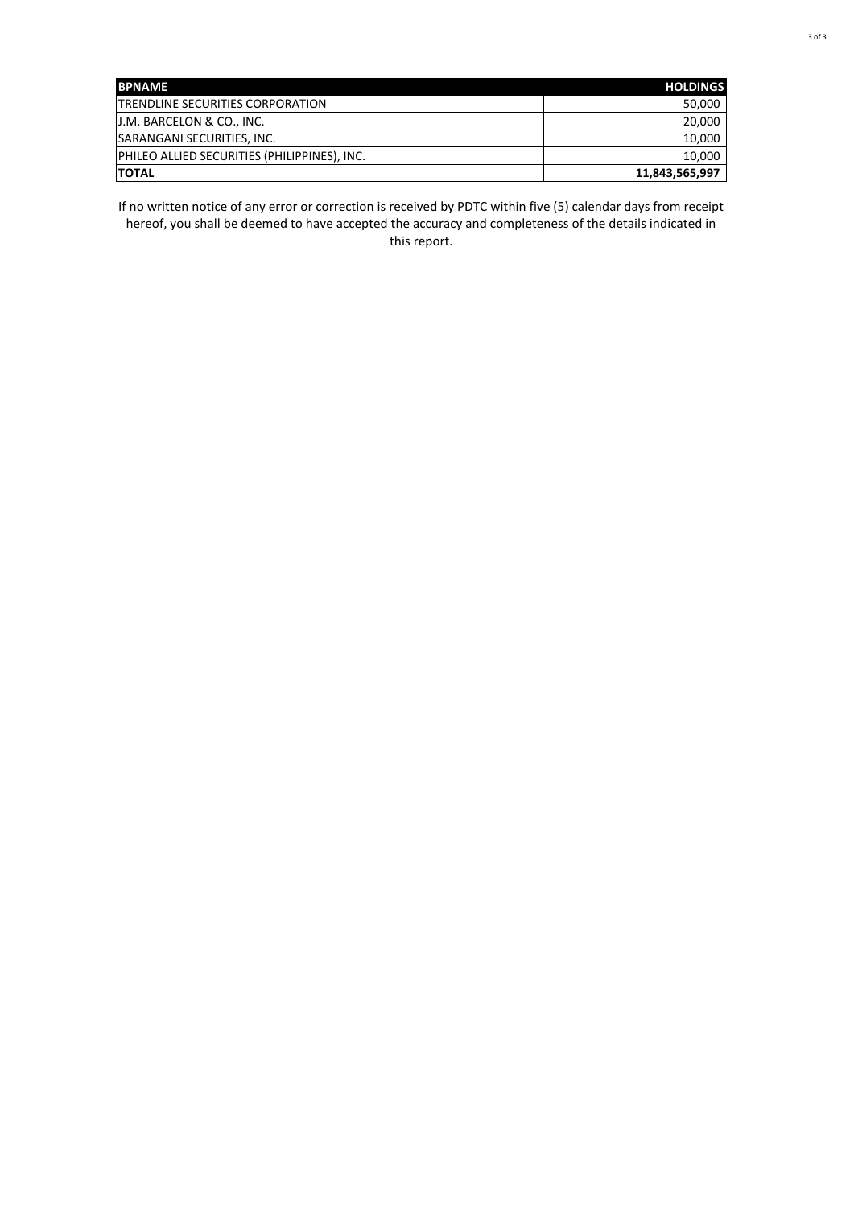| BPNAME | HOLDINGS |
| --- | --- |
| TRENDLINE SECURITIES CORPORATION | 50,000 |
| J.M. BARCELON & CO., INC. | 20,000 |
| SARANGANI SECURITIES, INC. | 10,000 |
| PHILEO ALLIED SECURITIES (PHILIPPINES), INC. | 10,000 |
| **TOTAL** | **11,843,565,997** |

If no written notice of any error or correction is received by PDTC within five (5) calendar days from receipt hereof, you shall be deemed to have accepted the accuracy and completeness of the details indicated in this report.